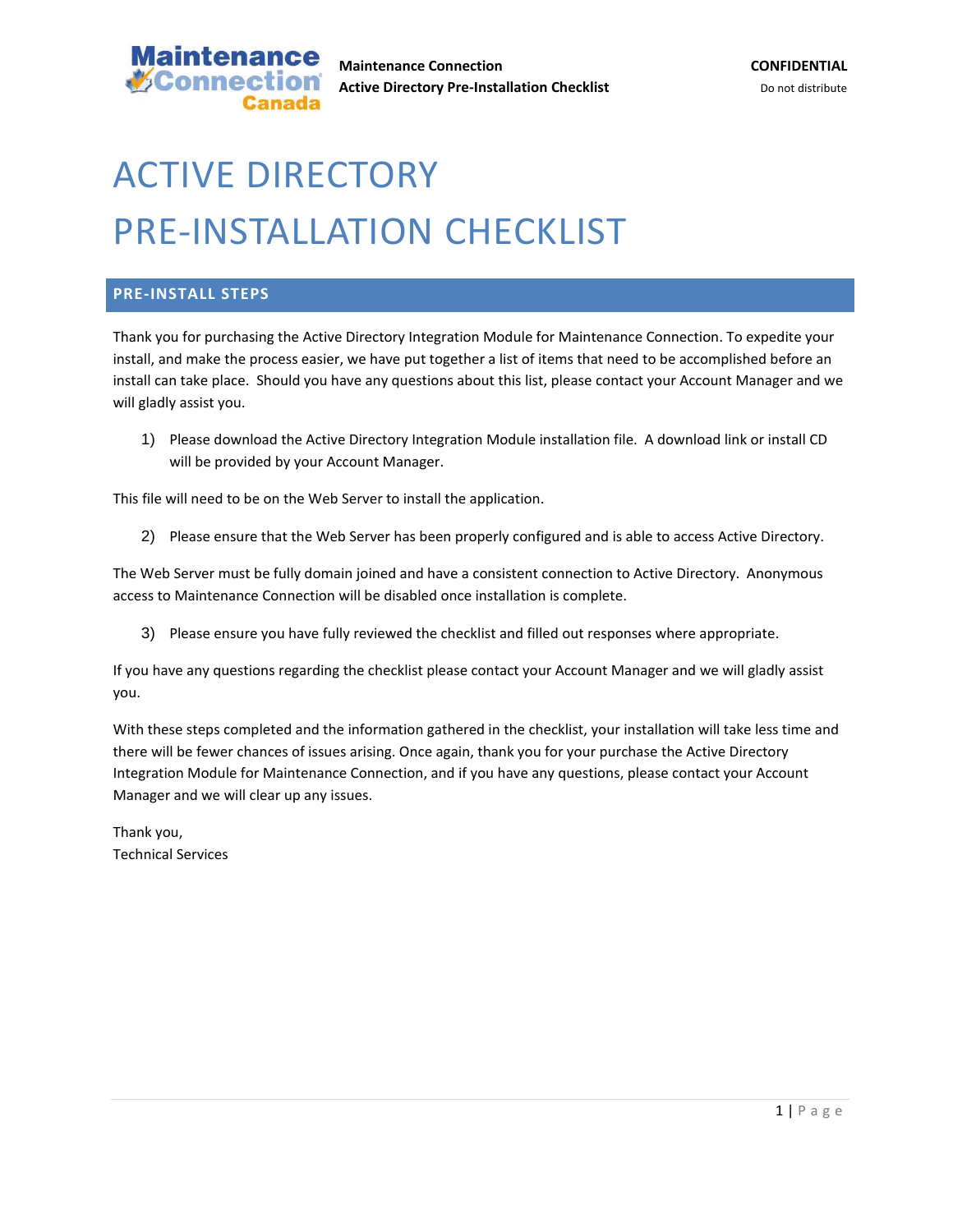# ACTIVE DIRECTORY PRE-INSTALLATION CHECKLIST

## PRE-INSTALL STEPS

Thank you for purchasing the Active Directory Integration Module for Maintenance Connection. To expedite your install, and make the process easier, we have put together a list of items that need to be accomplished before an install can take place. Should you have any questions about this list, please contact your Account Manager and we will gladly assist you.

1) Please download the Active Directory Integration Module installation file. A download link or install CD will be provided by your Account Manager.

This file will need to be on the Web Server to install the application.

2) Please ensure that the Web Server has been properly configured and is able to access Active Directory.

The Web Server must be fully domain joined and have a consistent connection to Active Directory. Anonymous access to Maintenance Connection will be disabled once installation is complete.

3) Please ensure you have fully reviewed the checklist and filled out responses where appropriate.

If you have any questions regarding the checklist please contact your Account Manager and we will gladly assist you.

With these steps completed and the information gathered in the checklist, your installation will take less time and there will be fewer chances of issues arising. Once again, thank you for your purchase the Active Directory Integration Module for Maintenance Connection, and if you have any questions, please contact your Account Manager and we will clear up any issues.

Thank you,
Technical Services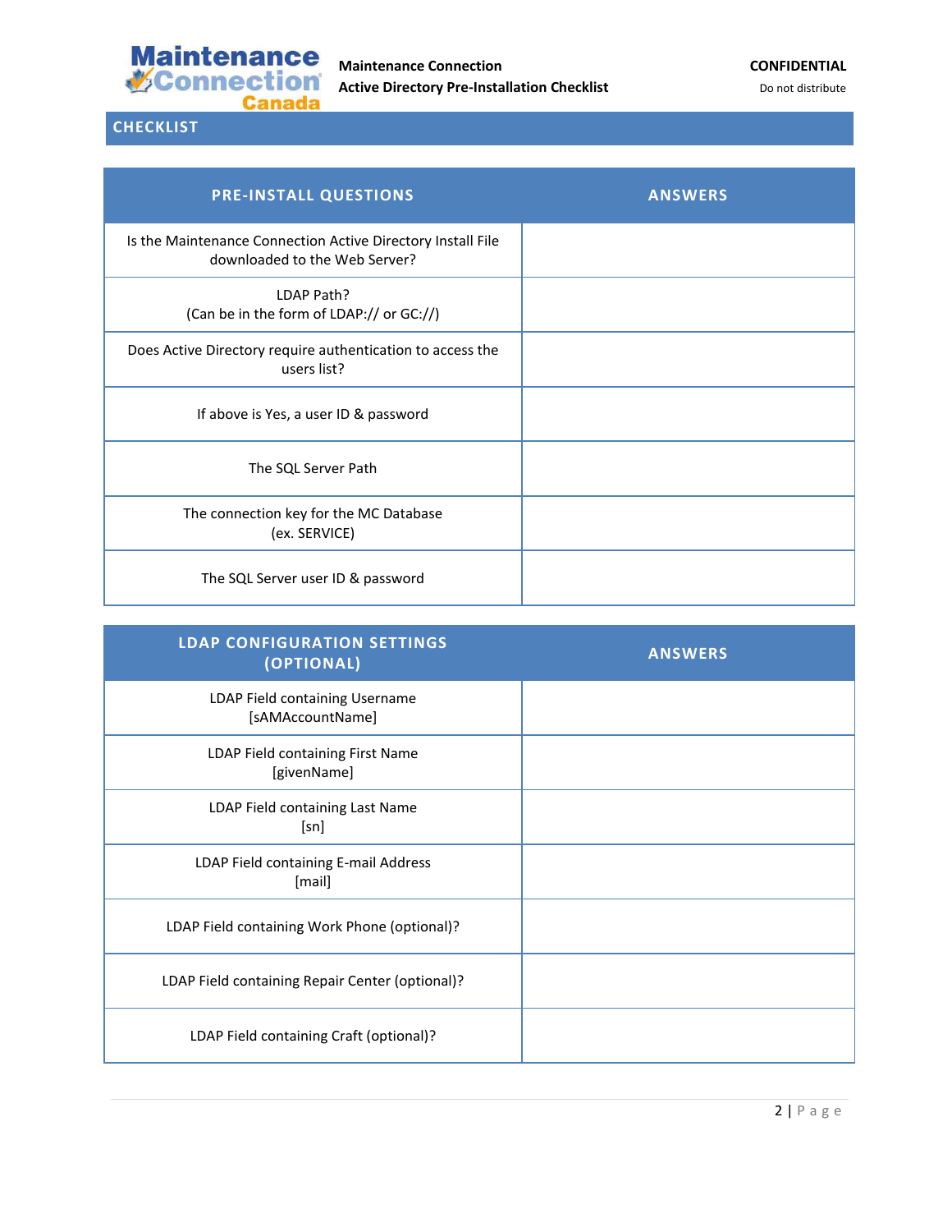## CHECKLIST

| PRE-INSTALL QUESTIONS | ANSWERS |
|---|---|
| Is the Maintenance Connection Active Directory Install File downloaded to the Web Server? | |
| LDAP Path? (Can be in the form of LDAP:// or GC://) | |
| Does Active Directory require authentication to access the users list? | |
| If above is Yes, a user ID & password | |
| The SQL Server Path | |
| The connection key for the MC Database (ex. SERVICE) | |
| The SQL Server user ID & password | |

| LDAP CONFIGURATION SETTINGS (OPTIONAL) | ANSWERS |
|---|---|
| LDAP Field containing Username [sAMAccountName] | |
| LDAP Field containing First Name [givenName] | |
| LDAP Field containing Last Name [sn] | |
| LDAP Field containing E-mail Address [mail] | |
| LDAP Field containing Work Phone (optional)? | |
| LDAP Field containing Repair Center (optional)? | |
| LDAP Field containing Craft (optional)? | |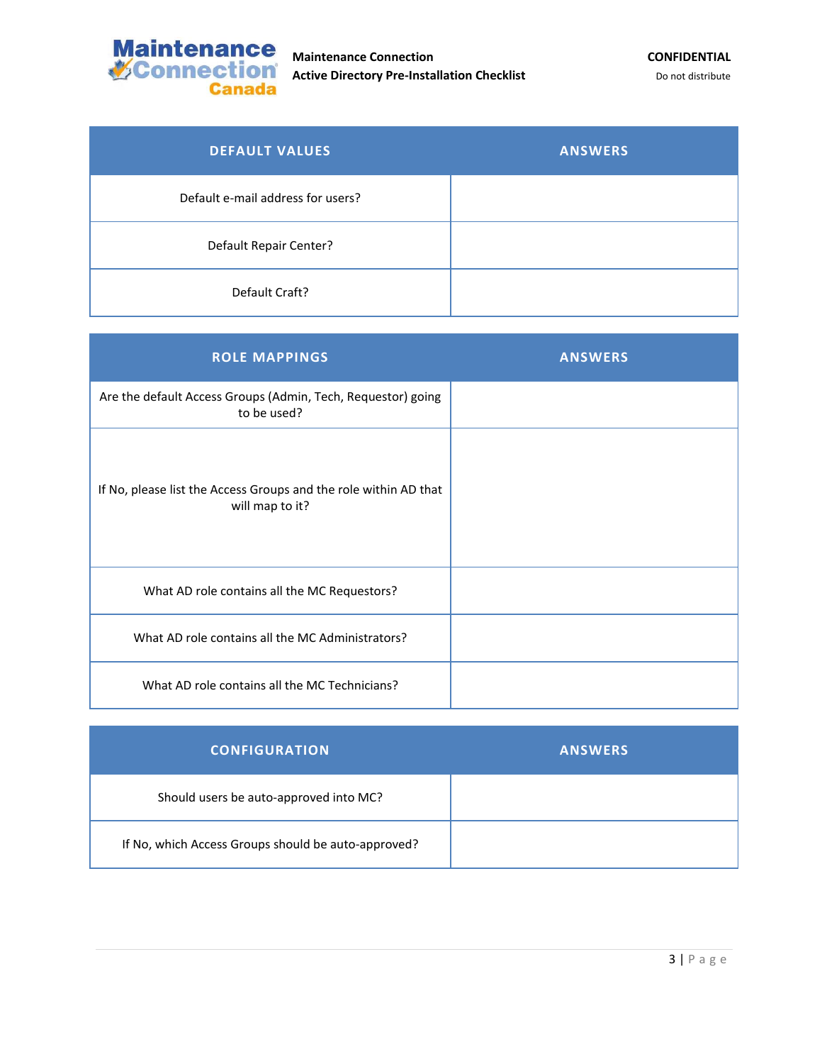| DEFAULT VALUES | ANSWERS |
|---|---|
| Default e-mail address for users? | |
| Default Repair Center? | |
| Default Craft? | |

| ROLE MAPPINGS | ANSWERS |
|---|---|
| Are the default Access Groups (Admin, Tech, Requestor) going to be used? | |
| If No, please list the Access Groups and the role within AD that will map to it? | |
| What AD role contains all the MC Requestors? | |
| What AD role contains all the MC Administrators? | |
| What AD role contains all the MC Technicians? | |

| CONFIGURATION | ANSWERS |
|---|---|
| Should users be auto-approved into MC? | |
| If No, which Access Groups should be auto-approved? | |